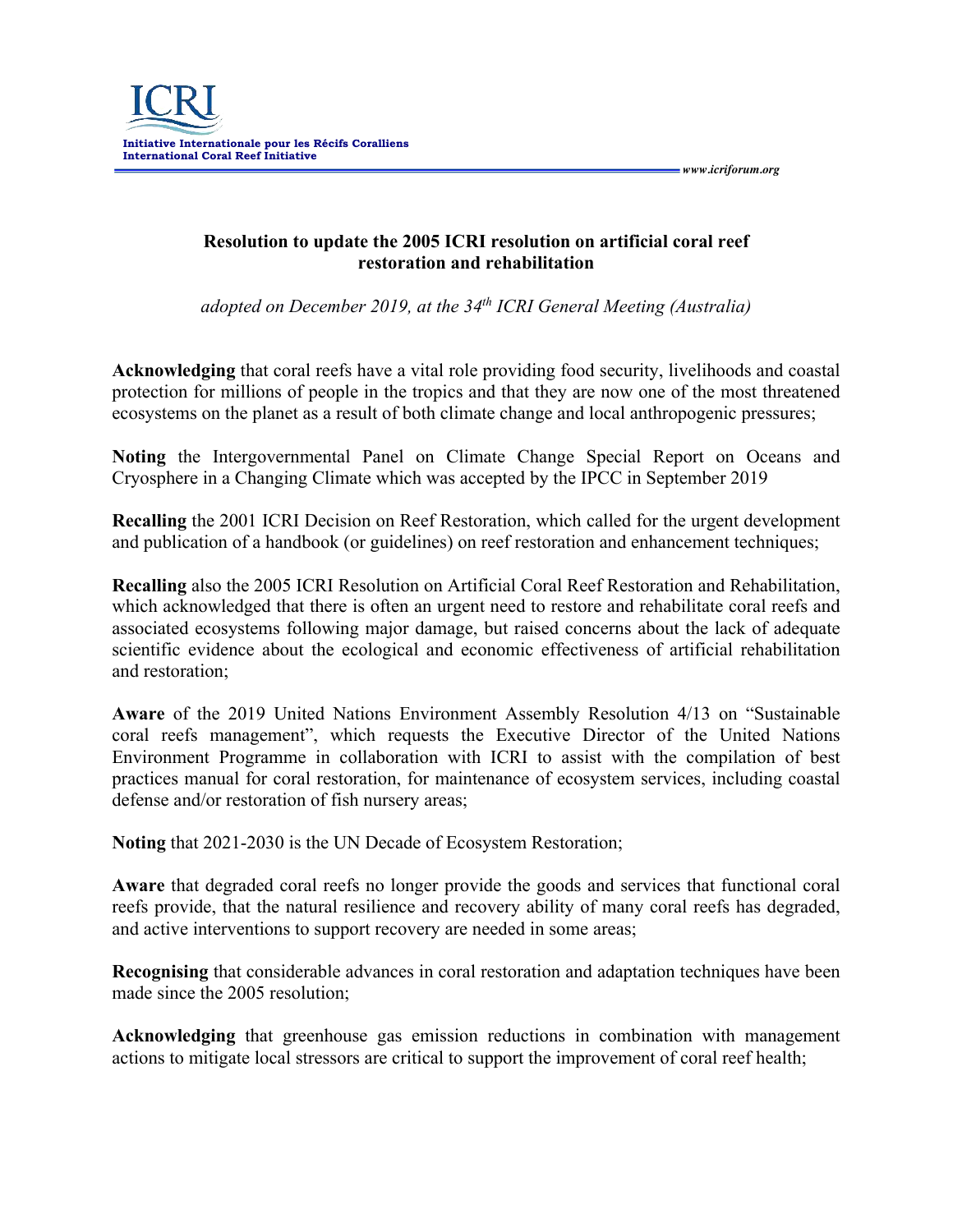**Initiative Internationale pour les Récifs Coralliens**
**International Coral Reef Initiative**

*www.icriforum.org*

# Resolution to update the 2005 ICRI resolution on artificial coral reef restoration and rehabilitation

*adopted on December 2019, at the 34th ICRI General Meeting (Australia)*

**Acknowledging** that coral reefs have a vital role providing food security, livelihoods and coastal protection for millions of people in the tropics and that they are now one of the most threatened ecosystems on the planet as a result of both climate change and local anthropogenic pressures;

**Noting** the Intergovernmental Panel on Climate Change Special Report on Oceans and Cryosphere in a Changing Climate which was accepted by the IPCC in September 2019

**Recalling** the 2001 ICRI Decision on Reef Restoration, which called for the urgent development and publication of a handbook (or guidelines) on reef restoration and enhancement techniques;

**Recalling** also the 2005 ICRI Resolution on Artificial Coral Reef Restoration and Rehabilitation, which acknowledged that there is often an urgent need to restore and rehabilitate coral reefs and associated ecosystems following major damage, but raised concerns about the lack of adequate scientific evidence about the ecological and economic effectiveness of artificial rehabilitation and restoration;

**Aware** of the 2019 United Nations Environment Assembly Resolution 4/13 on "Sustainable coral reefs management", which requests the Executive Director of the United Nations Environment Programme in collaboration with ICRI to assist with the compilation of best practices manual for coral restoration, for maintenance of ecosystem services, including coastal defense and/or restoration of fish nursery areas;

**Noting** that 2021-2030 is the UN Decade of Ecosystem Restoration;

**Aware** that degraded coral reefs no longer provide the goods and services that functional coral reefs provide, that the natural resilience and recovery ability of many coral reefs has degraded, and active interventions to support recovery are needed in some areas;

**Recognising** that considerable advances in coral restoration and adaptation techniques have been made since the 2005 resolution;

**Acknowledging** that greenhouse gas emission reductions in combination with management actions to mitigate local stressors are critical to support the improvement of coral reef health;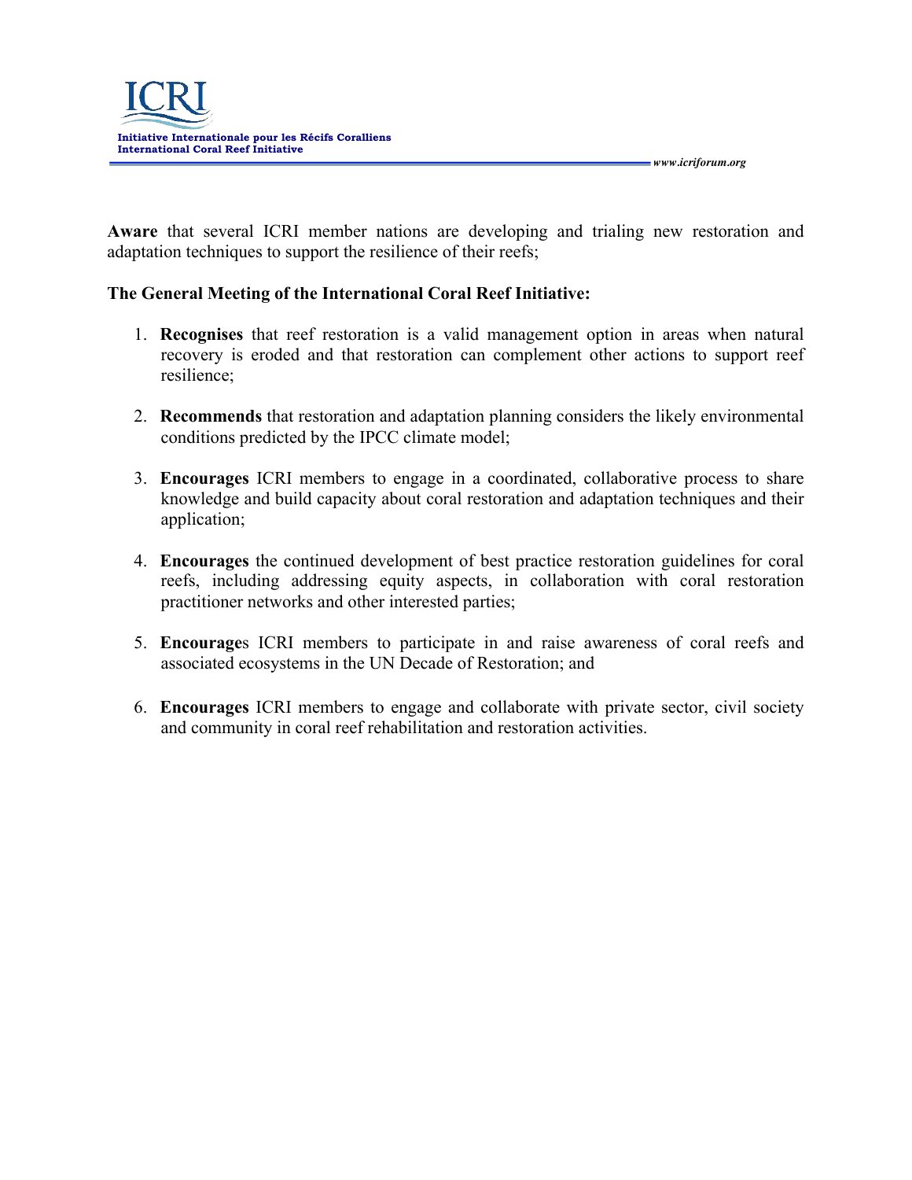**Aware** that several ICRI member nations are developing and trialing new restoration and adaptation techniques to support the resilience of their reefs;

**The General Meeting of the International Coral Reef Initiative:**

1. **Recognises** that reef restoration is a valid management option in areas when natural recovery is eroded and that restoration can complement other actions to support reef resilience;

2. **Recommends** that restoration and adaptation planning considers the likely environmental conditions predicted by the IPCC climate model;

3. **Encourages** ICRI members to engage in a coordinated, collaborative process to share knowledge and build capacity about coral restoration and adaptation techniques and their application;

4. **Encourages** the continued development of best practice restoration guidelines for coral reefs, including addressing equity aspects, in collaboration with coral restoration practitioner networks and other interested parties;

5. **Encourage**s ICRI members to participate in and raise awareness of coral reefs and associated ecosystems in the UN Decade of Restoration; and

6. **Encourages** ICRI members to engage and collaborate with private sector, civil society and community in coral reef rehabilitation and restoration activities.